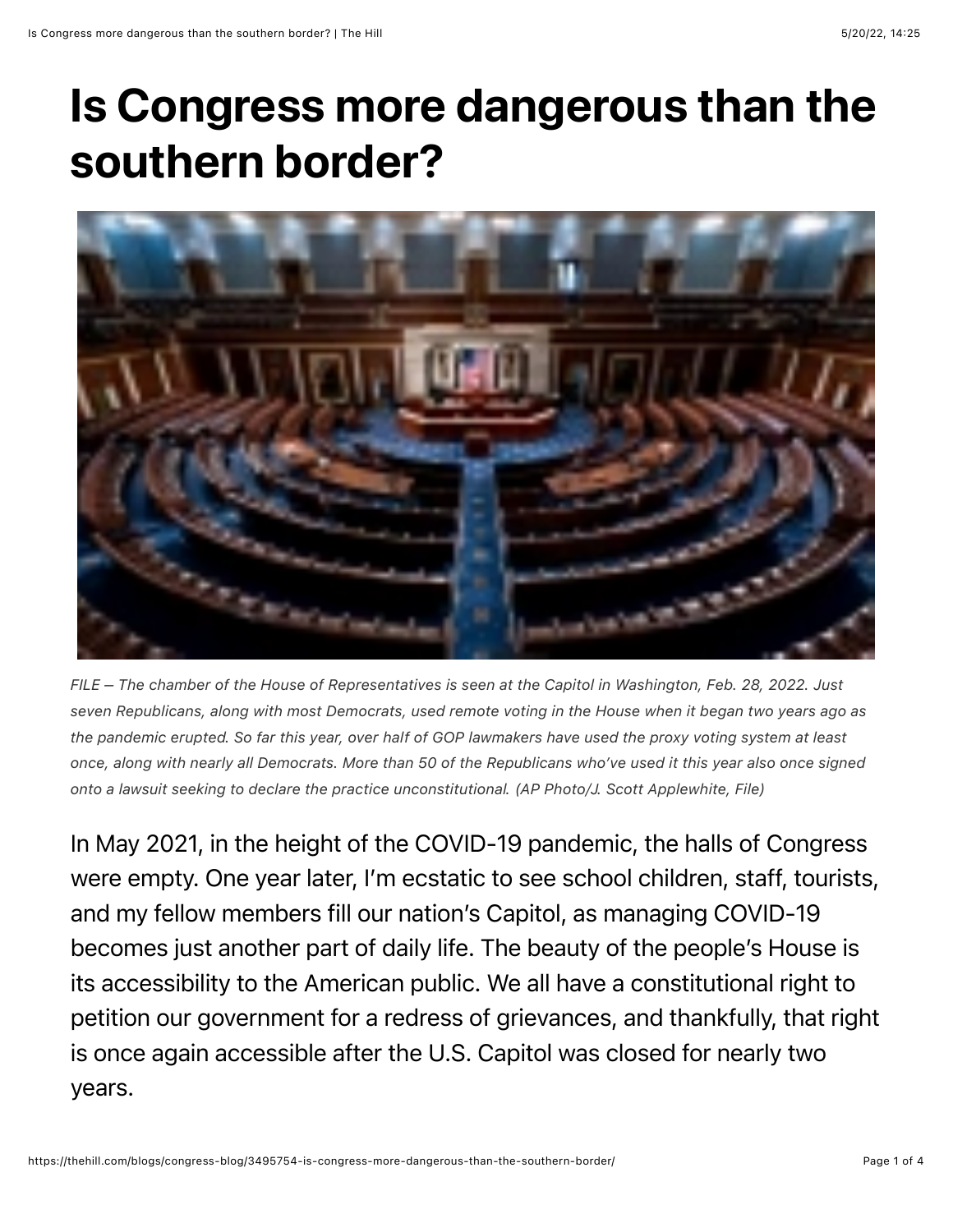# Is Congress more dangerous than the southern border?

*FILE – The chamber of the House of Representatives is seen at the Capitol in Washington, Feb. 28, 2022. Just seven Republicans, along with most Democrats, used remote voting in the House when it began two years ago as the pandemic erupted. So far this year, over half of GOP lawmakers have used the proxy voting system at least once, along with nearly all Democrats. More than 50 of the Republicans who've used it this year also once signed onto a lawsuit seeking to declare the practice unconstitutional. (AP Photo/J. Scott Applewhite, File)*

In May 2021, in the height of the COVID-19 pandemic, the halls of Congress were empty. One year later, I'm ecstatic to see school children, staff, tourists, and my fellow members fill our nation's Capitol, as managing COVID-19 becomes just another part of daily life. The beauty of the people's House is its accessibility to the American public. We all have a constitutional right to petition our government for a redress of grievances, and thankfully, that right is once again accessible after the U.S. Capitol was closed for nearly two years.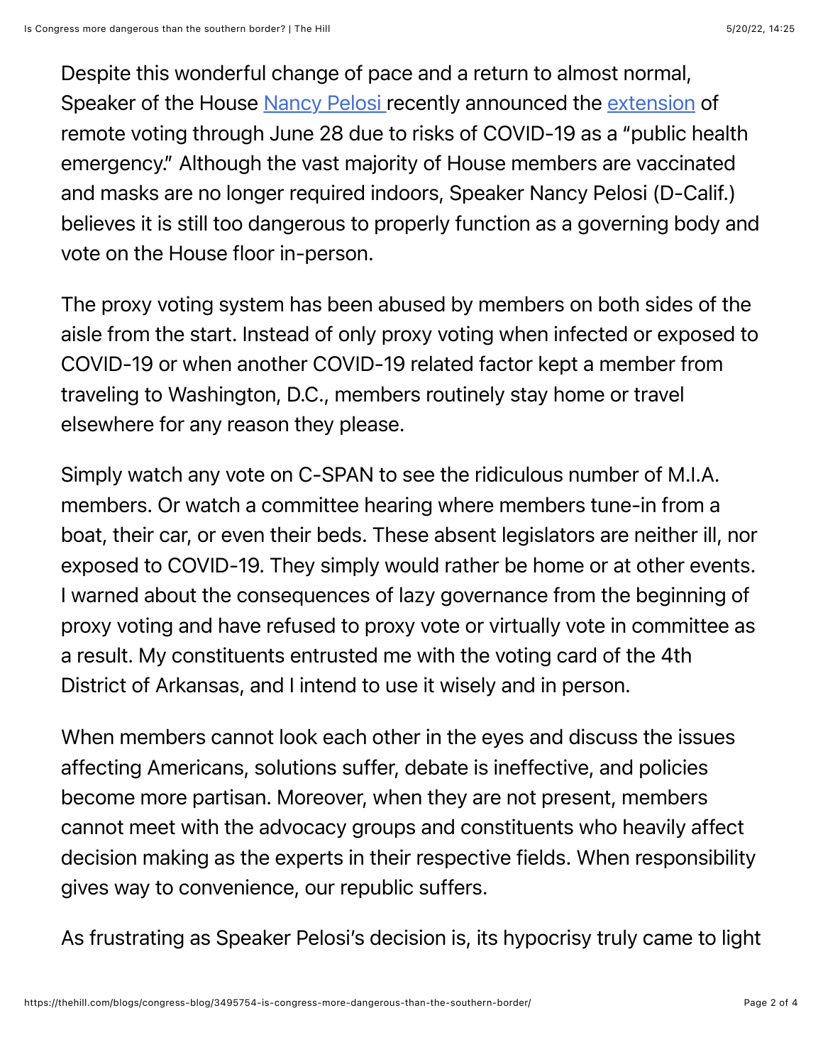Despite this wonderful change of pace and a return to almost normal, Speaker of the House Nancy Pelosi recently announced the extension of remote voting through June 28 due to risks of COVID-19 as a "public health emergency." Although the vast majority of House members are vaccinated and masks are no longer required indoors, Speaker Nancy Pelosi (D-Calif.) believes it is still too dangerous to properly function as a governing body and vote on the House floor in-person.

The proxy voting system has been abused by members on both sides of the aisle from the start. Instead of only proxy voting when infected or exposed to COVID-19 or when another COVID-19 related factor kept a member from traveling to Washington, D.C., members routinely stay home or travel elsewhere for any reason they please.

Simply watch any vote on C-SPAN to see the ridiculous number of M.I.A. members. Or watch a committee hearing where members tune-in from a boat, their car, or even their beds. These absent legislators are neither ill, nor exposed to COVID-19. They simply would rather be home or at other events. I warned about the consequences of lazy governance from the beginning of proxy voting and have refused to proxy vote or virtually vote in committee as a result. My constituents entrusted me with the voting card of the 4th District of Arkansas, and I intend to use it wisely and in person.

When members cannot look each other in the eyes and discuss the issues affecting Americans, solutions suffer, debate is ineffective, and policies become more partisan. Moreover, when they are not present, members cannot meet with the advocacy groups and constituents who heavily affect decision making as the experts in their respective fields. When responsibility gives way to convenience, our republic suffers.

As frustrating as Speaker Pelosi's decision is, its hypocrisy truly came to light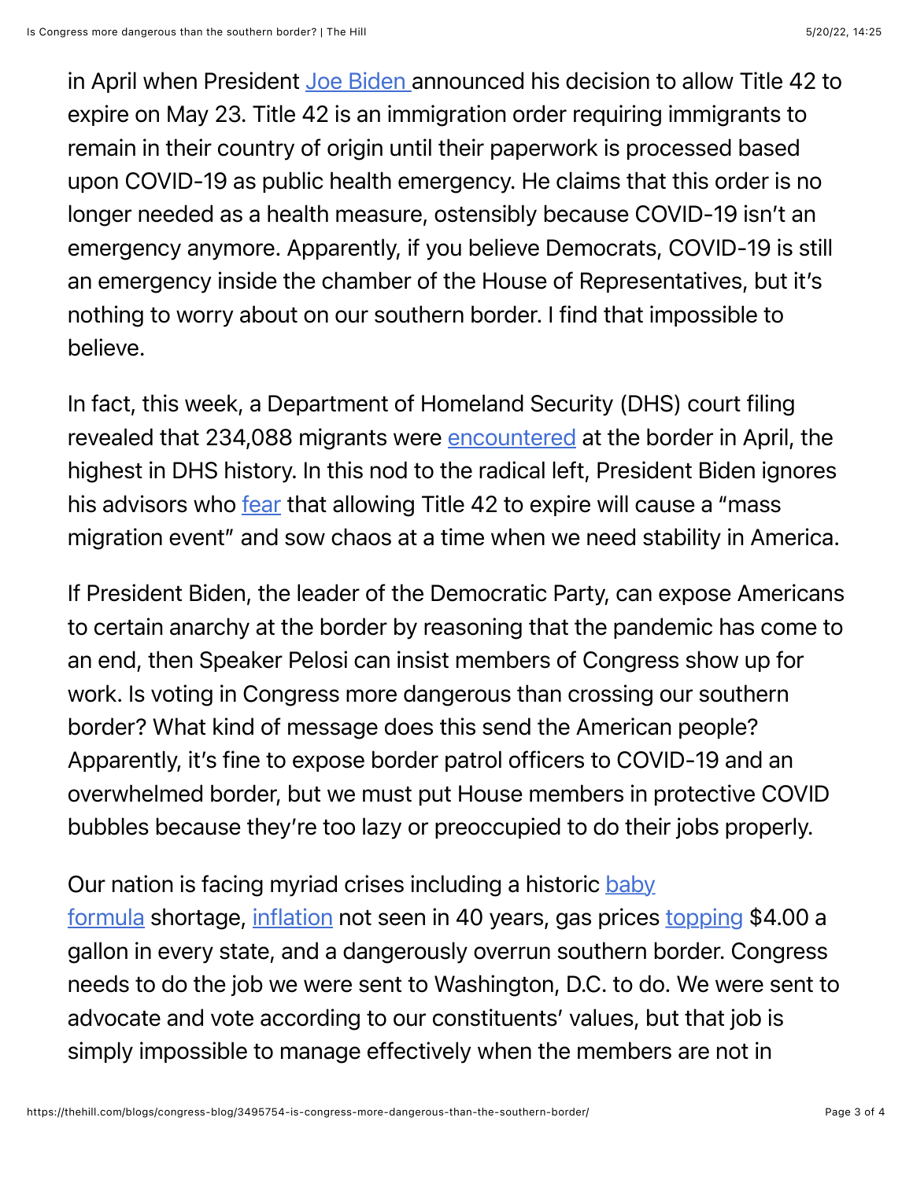in April when President Joe Biden announced his decision to allow Title 42 to expire on May 23. Title 42 is an immigration order requiring immigrants to remain in their country of origin until their paperwork is processed based upon COVID-19 as public health emergency. He claims that this order is no longer needed as a health measure, ostensibly because COVID-19 isn't an emergency anymore. Apparently, if you believe Democrats, COVID-19 is still an emergency inside the chamber of the House of Representatives, but it's nothing to worry about on our southern border. I find that impossible to believe.

In fact, this week, a Department of Homeland Security (DHS) court filing revealed that 234,088 migrants were encountered at the border in April, the highest in DHS history. In this nod to the radical left, President Biden ignores his advisors who fear that allowing Title 42 to expire will cause a "mass migration event" and sow chaos at a time when we need stability in America.

If President Biden, the leader of the Democratic Party, can expose Americans to certain anarchy at the border by reasoning that the pandemic has come to an end, then Speaker Pelosi can insist members of Congress show up for work. Is voting in Congress more dangerous than crossing our southern border? What kind of message does this send the American people? Apparently, it's fine to expose border patrol officers to COVID-19 and an overwhelmed border, but we must put House members in protective COVID bubbles because they're too lazy or preoccupied to do their jobs properly.

Our nation is facing myriad crises including a historic baby formula shortage, inflation not seen in 40 years, gas prices topping $4.00 a gallon in every state, and a dangerously overrun southern border. Congress needs to do the job we were sent to Washington, D.C. to do. We were sent to advocate and vote according to our constituents' values, but that job is simply impossible to manage effectively when the members are not in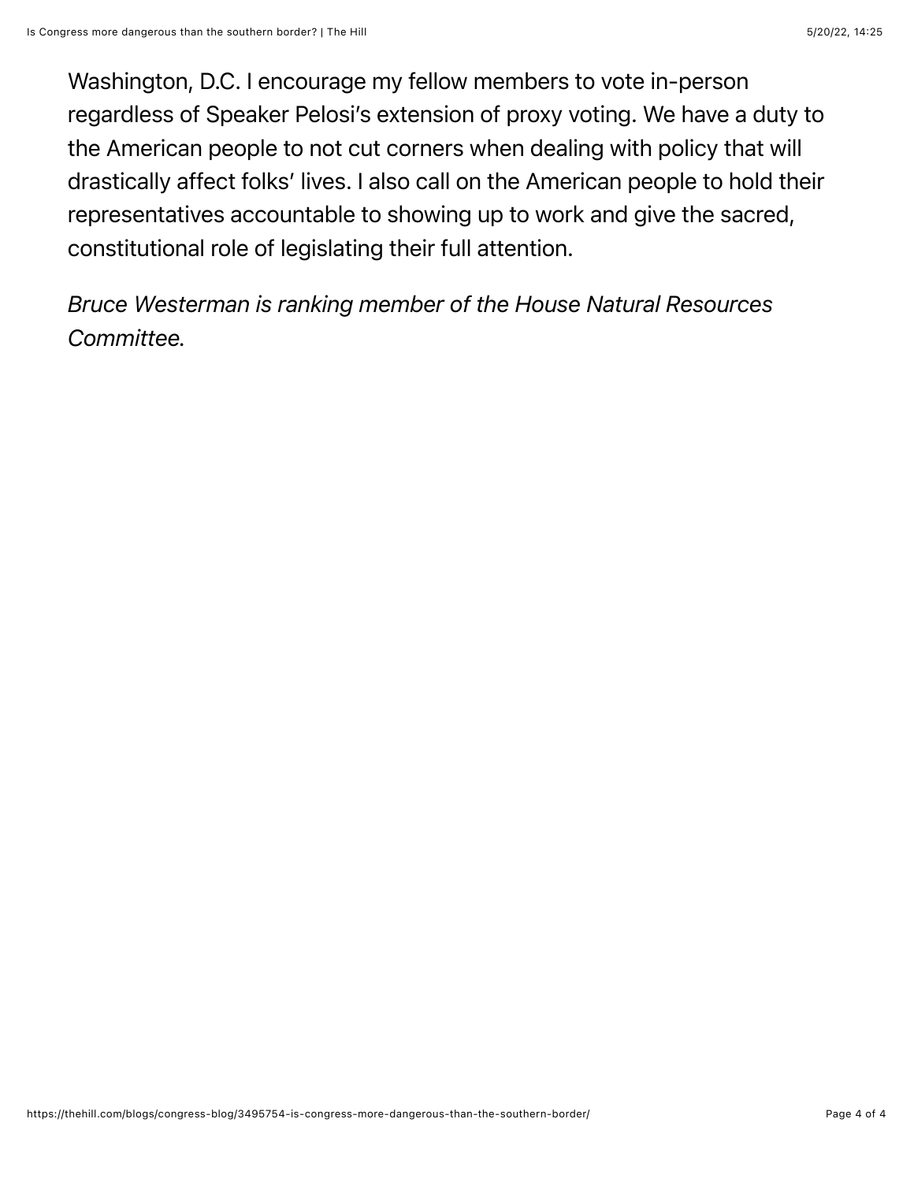Washington, D.C. I encourage my fellow members to vote in-person regardless of Speaker Pelosi's extension of proxy voting. We have a duty to the American people to not cut corners when dealing with policy that will drastically affect folks' lives. I also call on the American people to hold their representatives accountable to showing up to work and give the sacred, constitutional role of legislating their full attention.

*Bruce Westerman is ranking member of the House Natural Resources Committee.*